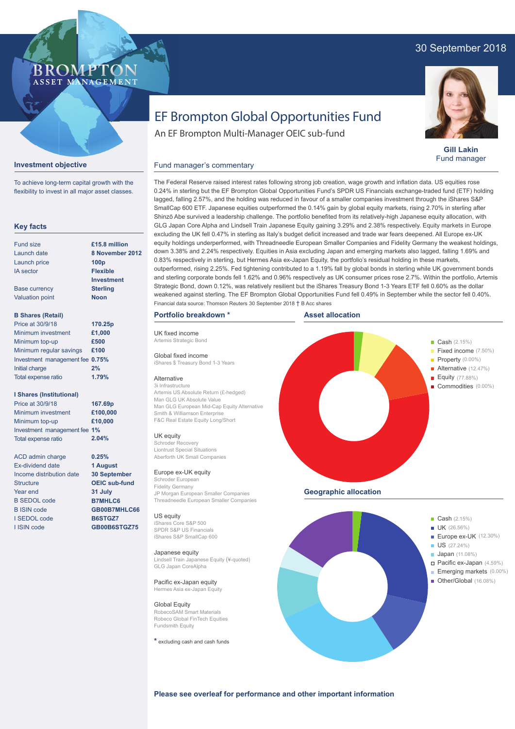30 September 2018

BROMPTON ASSET MANAGEMENT

# EF Brompton Global Opportunities Fund

An EF Brompton Multi-Manager OEIC sub-fund

**Gill Lakin**
Fund manager

## Investment objective

To achieve long-term capital growth with the flexibility to invest in all major asset classes.

## Key facts

| | |
|---|---|
| Fund size | **£15.8 million** |
| Launch date | **8 November 2012** |
| Launch price | **100p** |
| IA sector | **Flexible Investment** |
| Base currency | **Sterling** |
| Valuation point | **Noon** |

**B Shares (Retail)**

| | |
|---|---|
| Price at 30/9/18 | **170.25p** |
| Minimum investment | **£1,000** |
| Minimum top-up | **£500** |
| Minimum regular savings | **£100** |
| Investment management fee | **0.75%** |
| Initial charge | **2%** |
| Total expense ratio | **1.79%** |

**I Shares (Institutional)**

| | |
|---|---|
| Price at 30/9/18 | **167.69p** |
| Minimum investment | **£100,000** |
| Minimum top-up | **£10,000** |
| Investment management fee | **1%** |
| Total expense ratio | **2.04%** |

| | |
|---|---|
| ACD admin charge | **0.25%** |
| Ex-dividend date | **1 August** |
| Income distribution date | **30 September** |
| Structure | **OEIC sub-fund** |
| Year end | **31 July** |
| B SEDOL code | **B7MHLC6** |
| B ISIN code | **GB00B7MHLC66** |
| I SEDOL code | **B6STGZ7** |
| I ISIN code | **GB00B6STGZ75** |

## Fund manager's commentary

The Federal Reserve raised interest rates following strong job creation, wage growth and inflation data. US equities rose 0.24% in sterling but the EF Brompton Global Opportunities Fund's SPDR US Financials exchange-traded fund (ETF) holding lagged, falling 2.57%, and the holding was reduced in favour of a smaller companies investment through the iShares S&P SmallCap 600 ETF. Japanese equities outperformed the 0.14% gain by global equity markets, rising 2.70% in sterling after Shinzō Abe survived a leadership challenge. The portfolio benefited from its relatively-high Japanese equity allocation, with GLG Japan Core Alpha and Lindsell Train Japanese Equity gaining 3.29% and 2.38% respectively. Equity markets in Europe excluding the UK fell 0.47% in sterling as Italy's budget deficit increased and trade war fears deepened. All Europe ex-UK equity holdings underperformed, with Threadneedle European Smaller Companies and Fidelity Germany the weakest holdings, down 3.38% and 2.24% respectively. Equities in Asia excluding Japan and emerging markets also lagged, falling 1.69% and 0.83% respectively in sterling, but Hermes Asia ex-Japan Equity, the portfolio's residual holding in these markets, outperformed, rising 2.25%. Fed tightening contributed to a 1.19% fall by global bonds in sterling while UK government bonds and sterling corporate bonds fell 1.62% and 0.96% respectively as UK consumer prices rose 2.7%. Within the portfolio, Artemis Strategic Bond, down 0.12%, was relatively resilient but the iShares Treasury Bond 1-3 Years ETF fell 0.60% as the dollar weakened against sterling. The EF Brompton Global Opportunities Fund fell 0.49% in September while the sector fell 0.40%.

Financial data source: Thomson Reuters 30 September 2018 † B Acc shares

## Portfolio breakdown *

UK fixed income
Artemis Strategic Bond

Global fixed income
iShares $ Treasury Bond 1-3 Years

Alternative
3i Infrastructure
Artemis US Absolute Return (£-hedged)
Man GLG UK Absolute Value
Man GLG European Mid-Cap Equity Alternative
Smith & Williamson Enterprise
F&C Real Estate Equity Long/Short

UK equity
Schroder Recovery
Liontrust Special Situations
Aberforth UK Small Companies

Europe ex-UK equity
Schroder European
Fidelity Germany
JP Morgan European Smaller Companies
Threadneedle European Smaller Companies

US equity
iShares Core S&P 500
SPDR S&P US Financials
iShares S&P SmallCap 600

Japanese equity
Lindsell Train Japanese Equity (¥-quoted)
GLG Japan CoreAlpha

Pacific ex-Japan equity
Hermes Asia ex-Japan Equity

Global Equity
RobecoSAM Smart Materials
Robeco Global FinTech Equities
Fundsmith Equity

* excluding cash and cash funds

## Asset allocation

- Cash (2.15%)
- Fixed income (7.50%)
- Property (0.00%)
- Alternative (12.47%)
- Equity (77.88%)
- Commodities (0.00%)

## Geographic allocation

- Cash (2.15%)
- UK (26.56%)
- Europe ex-UK (12.30%)
- US (27.24%)
- Japan (11.08%)
- Pacific ex-Japan (4.59%)
- Emerging markets (0.00%)
- Other/Global (16.08%)

**Please see overleaf for performance and other important information**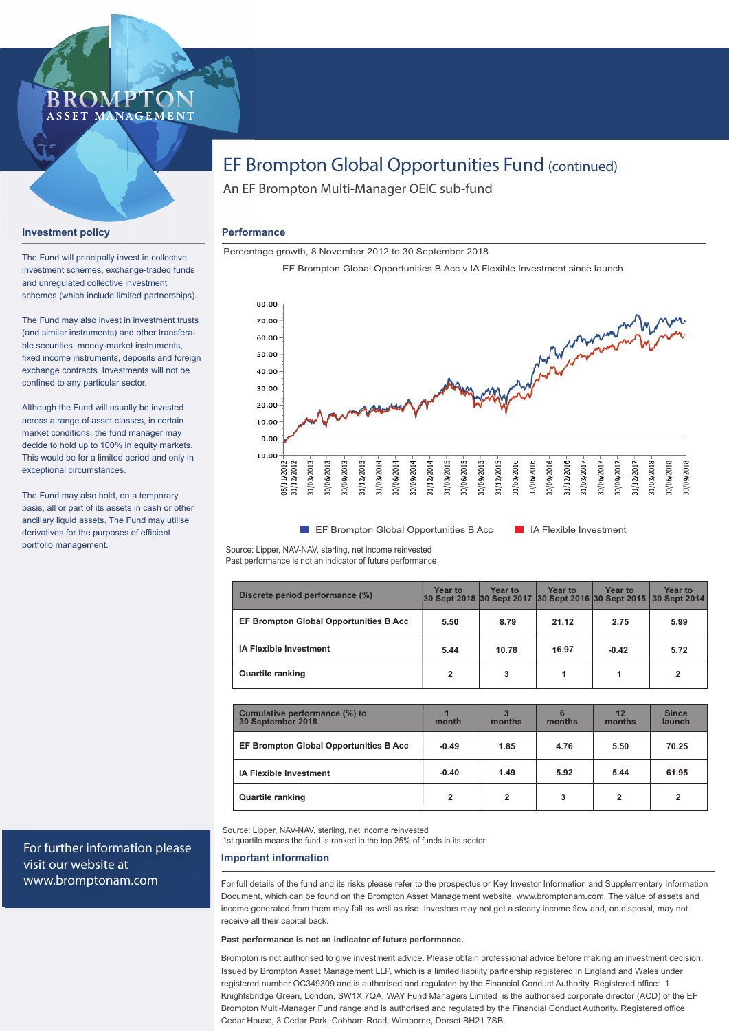BROMPTON
ASSET MANAGEMENT

# EF Brompton Global Opportunities Fund (continued)

An EF Brompton Multi-Manager OEIC sub-fund

## Investment policy

The Fund will principally invest in collective investment schemes, exchange-traded funds and unregulated collective investment schemes (which include limited partnerships).

The Fund may also invest in investment trusts (and similar instruments) and other transferable securities, money-market instruments, fixed income instruments, deposits and foreign exchange contracts. Investments will not be confined to any particular sector.

Although the Fund will usually be invested across a range of asset classes, in certain market conditions, the fund manager may decide to hold up to 100% in equity markets. This would be for a limited period and only in exceptional circumstances.

The Fund may also hold, on a temporary basis, all or part of its assets in cash or other ancillary liquid assets. The Fund may utilise derivatives for the purposes of efficient portfolio management.

For further information please visit our website at www.bromptonam.com

## Performance

Percentage growth, 8 November 2012 to 30 September 2018

EF Brompton Global Opportunities B Acc v IA Flexible Investment since launch

80.00
70.00
60.00
50.00
40.00
30.00
20.00
10.00
0.00
-10.00

08/11/2012 31/12/2012 31/03/2013 30/06/2013 30/09/2013 31/12/2013 31/03/2014 30/06/2014 30/09/2014 31/12/2014 31/03/2015 30/06/2015 30/09/2015 31/12/2015 31/03/2016 30/06/2016 30/09/2016 31/12/2016 31/03/2017 30/06/2017 30/09/2017 31/12/2017 31/03/2018 30/06/2018 30/09/2018

EF Brompton Global Opportunities B Acc
IA Flexible Investment

Source: Lipper, NAV-NAV, sterling, net income reinvested
Past performance is not an indicator of future performance

| Discrete period performance (%) | Year to 30 Sept 2018 | Year to 30 Sept 2017 | Year to 30 Sept 2016 | Year to 30 Sept 2015 | Year to 30 Sept 2014 |
|---|---|---|---|---|---|
| EF Brompton Global Opportunities B Acc | 5.50 | 8.79 | 21.12 | 2.75 | 5.99 |
| IA Flexible Investment | 5.44 | 10.78 | 16.97 | -0.42 | 5.72 |
| Quartile ranking | 2 | 3 | 1 | 1 | 2 |

| Cumulative performance (%) to 30 September 2018 | 1 month | 3 months | 6 months | 12 months | Since launch |
|---|---|---|---|---|---|
| EF Brompton Global Opportunities B Acc | -0.49 | 1.85 | 4.76 | 5.50 | 70.25 |
| IA Flexible Investment | -0.40 | 1.49 | 5.92 | 5.44 | 61.95 |
| Quartile ranking | 2 | 2 | 3 | 2 | 2 |

Source: Lipper, NAV-NAV, sterling, net income reinvested
1st quartile means the fund is ranked in the top 25% of funds in its sector

## Important information

For full details of the fund and its risks please refer to the prospectus or Key Investor Information and Supplementary Information Document, which can be found on the Brompton Asset Management website, www.bromptonam.com. The value of assets and income generated from them may fall as well as rise. Investors may not get a steady income flow and, on disposal, may not receive all their capital back.

**Past performance is not an indicator of future performance.**

Brompton is not authorised to give investment advice. Please obtain professional advice before making an investment decision. Issued by Brompton Asset Management LLP, which is a limited liability partnership registered in England and Wales under registered number OC349309 and is authorised and regulated by the Financial Conduct Authority. Registered office: 1 Knightsbridge Green, London, SW1X 7QA. WAY Fund Managers Limited is the authorised corporate director (ACD) of the EF Brompton Multi-Manager Fund range and is authorised and regulated by the Financial Conduct Authority. Registered office: Cedar House, 3 Cedar Park, Cobham Road, Wimborne, Dorset BH21 7SB.